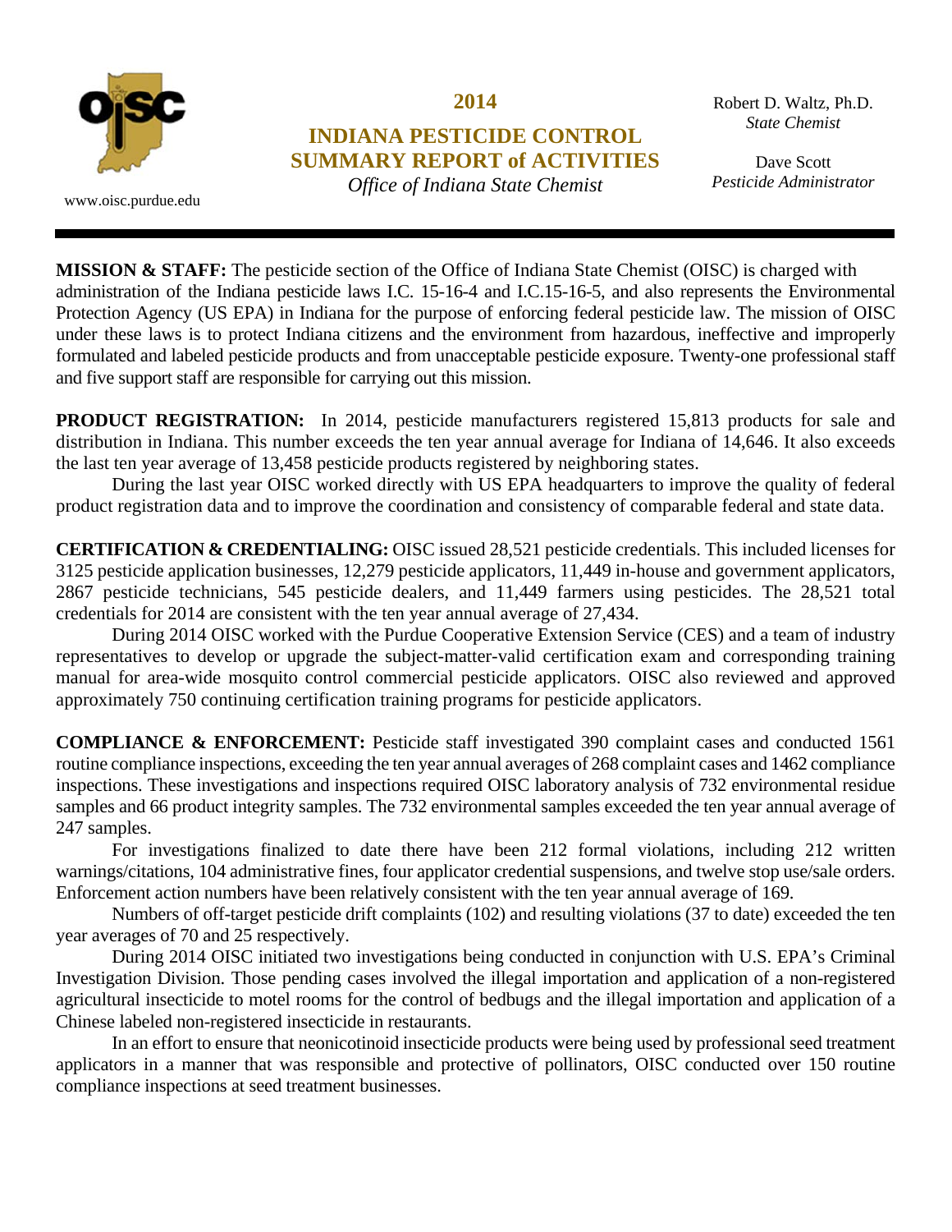www.oisc.purdue.edu

# 2014

# INDIANA PESTICIDE CONTROL SUMMARY REPORT of ACTIVITIES

*Office of Indiana State Chemist*

Robert D. Waltz, Ph.D.
*State Chemist*

Dave Scott
*Pesticide Administrator*

---

**MISSION & STAFF:** The pesticide section of the Office of Indiana State Chemist (OISC) is charged with administration of the Indiana pesticide laws I.C. 15-16-4 and I.C.15-16-5, and also represents the Environmental Protection Agency (US EPA) in Indiana for the purpose of enforcing federal pesticide law. The mission of OISC under these laws is to protect Indiana citizens and the environment from hazardous, ineffective and improperly formulated and labeled pesticide products and from unacceptable pesticide exposure. Twenty-one professional staff and five support staff are responsible for carrying out this mission.

**PRODUCT REGISTRATION:** In 2014, pesticide manufacturers registered 15,813 products for sale and distribution in Indiana. This number exceeds the ten year annual average for Indiana of 14,646. It also exceeds the last ten year average of 13,458 pesticide products registered by neighboring states.

During the last year OISC worked directly with US EPA headquarters to improve the quality of federal product registration data and to improve the coordination and consistency of comparable federal and state data.

**CERTIFICATION & CREDENTIALING:** OISC issued 28,521 pesticide credentials. This included licenses for 3125 pesticide application businesses, 12,279 pesticide applicators, 11,449 in-house and government applicators, 2867 pesticide technicians, 545 pesticide dealers, and 11,449 farmers using pesticides. The 28,521 total credentials for 2014 are consistent with the ten year annual average of 27,434.

During 2014 OISC worked with the Purdue Cooperative Extension Service (CES) and a team of industry representatives to develop or upgrade the subject-matter-valid certification exam and corresponding training manual for area-wide mosquito control commercial pesticide applicators. OISC also reviewed and approved approximately 750 continuing certification training programs for pesticide applicators.

**COMPLIANCE & ENFORCEMENT:** Pesticide staff investigated 390 complaint cases and conducted 1561 routine compliance inspections, exceeding the ten year annual averages of 268 complaint cases and 1462 compliance inspections. These investigations and inspections required OISC laboratory analysis of 732 environmental residue samples and 66 product integrity samples. The 732 environmental samples exceeded the ten year annual average of 247 samples.

For investigations finalized to date there have been 212 formal violations, including 212 written warnings/citations, 104 administrative fines, four applicator credential suspensions, and twelve stop use/sale orders. Enforcement action numbers have been relatively consistent with the ten year annual average of 169.

Numbers of off-target pesticide drift complaints (102) and resulting violations (37 to date) exceeded the ten year averages of 70 and 25 respectively.

During 2014 OISC initiated two investigations being conducted in conjunction with U.S. EPA's Criminal Investigation Division. Those pending cases involved the illegal importation and application of a non-registered agricultural insecticide to motel rooms for the control of bedbugs and the illegal importation and application of a Chinese labeled non-registered insecticide in restaurants.

In an effort to ensure that neonicotinoid insecticide products were being used by professional seed treatment applicators in a manner that was responsible and protective of pollinators, OISC conducted over 150 routine compliance inspections at seed treatment businesses.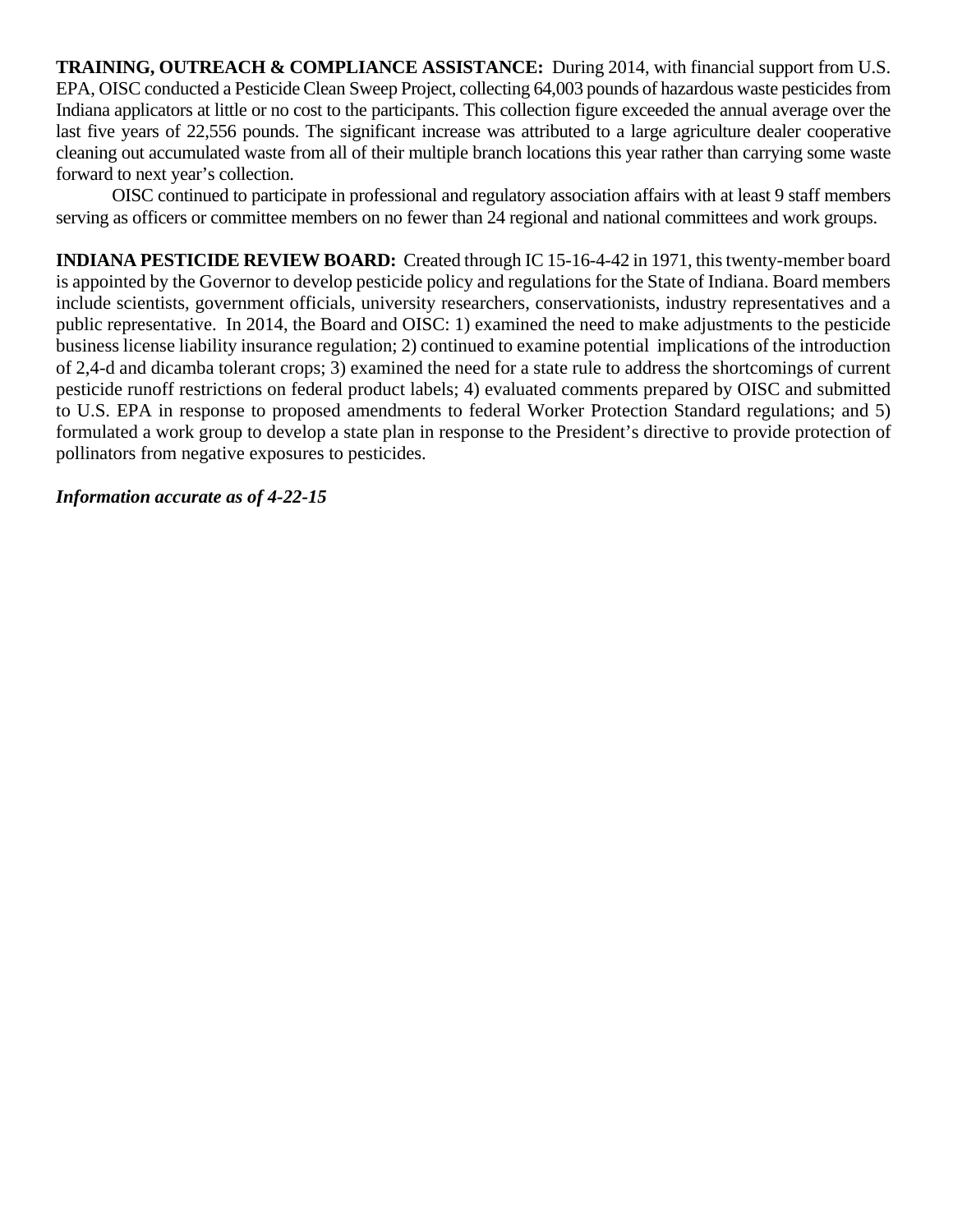**TRAINING, OUTREACH & COMPLIANCE ASSISTANCE:** During 2014, with financial support from U.S. EPA, OISC conducted a Pesticide Clean Sweep Project, collecting 64,003 pounds of hazardous waste pesticides from Indiana applicators at little or no cost to the participants. This collection figure exceeded the annual average over the last five years of 22,556 pounds. The significant increase was attributed to a large agriculture dealer cooperative cleaning out accumulated waste from all of their multiple branch locations this year rather than carrying some waste forward to next year's collection.

OISC continued to participate in professional and regulatory association affairs with at least 9 staff members serving as officers or committee members on no fewer than 24 regional and national committees and work groups.

**INDIANA PESTICIDE REVIEW BOARD:** Created through IC 15-16-4-42 in 1971, this twenty-member board is appointed by the Governor to develop pesticide policy and regulations for the State of Indiana. Board members include scientists, government officials, university researchers, conservationists, industry representatives and a public representative. In 2014, the Board and OISC: 1) examined the need to make adjustments to the pesticide business license liability insurance regulation; 2) continued to examine potential implications of the introduction of 2,4-d and dicamba tolerant crops; 3) examined the need for a state rule to address the shortcomings of current pesticide runoff restrictions on federal product labels; 4) evaluated comments prepared by OISC and submitted to U.S. EPA in response to proposed amendments to federal Worker Protection Standard regulations; and 5) formulated a work group to develop a state plan in response to the President's directive to provide protection of pollinators from negative exposures to pesticides.

***Information accurate as of 4-22-15***